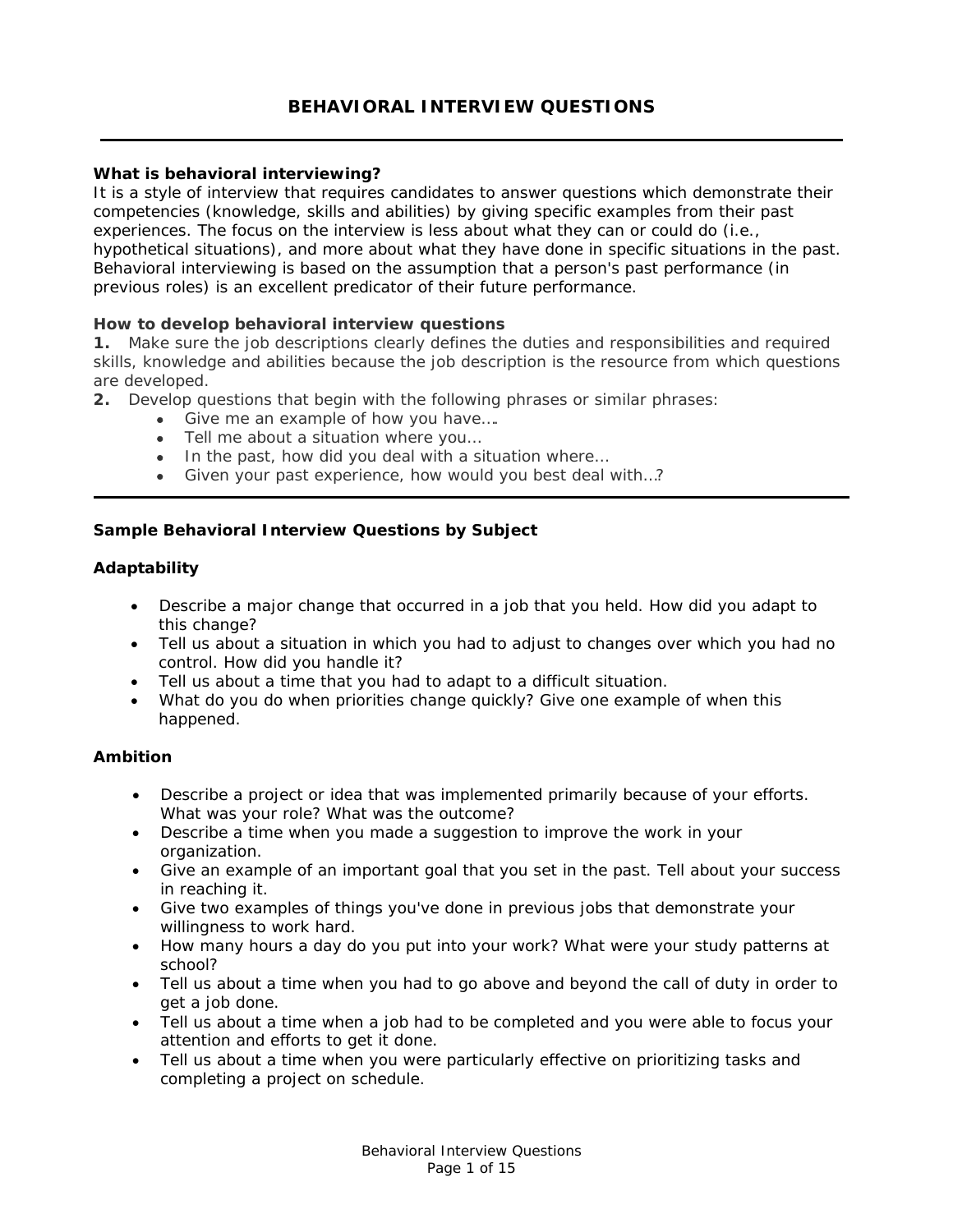# BEHAVIORAL INTERVIEW QUESTIONS

---

**What is behavioral interviewing?**

It is a style of interview that requires candidates to answer questions which demonstrate their competencies (knowledge, skills and abilities) by giving specific examples from their past experiences. The focus on the interview is less about what they can or could do (i.e., hypothetical situations), and more about what they have done in specific situations in the past. Behavioral interviewing is based on the assumption that a person's past performance (in previous roles) is an excellent predicator of their future performance.

**How to develop behavioral interview questions**

**1.** Make sure the job descriptions clearly defines the duties and responsibilities and required skills, knowledge and abilities because the job description is the resource from which questions are developed.

**2.** Develop questions that begin with the following phrases or similar phrases:

- Give me an example of how you have….
- Tell me about a situation where you…
- In the past, how did you deal with a situation where…
- Given your past experience, how would you best deal with…?

---

## Sample Behavioral Interview Questions by Subject

### Adaptability

- Describe a major change that occurred in a job that you held. How did you adapt to this change?
- Tell us about a situation in which you had to adjust to changes over which you had no control. How did you handle it?
- Tell us about a time that you had to adapt to a difficult situation.
- What do you do when priorities change quickly? Give one example of when this happened.

### Ambition

- Describe a project or idea that was implemented primarily because of your efforts. What was your role? What was the outcome?
- Describe a time when you made a suggestion to improve the work in your organization.
- Give an example of an important goal that you set in the past. Tell about your success in reaching it.
- Give two examples of things you've done in previous jobs that demonstrate your willingness to work hard.
- How many hours a day do you put into your work? What were your study patterns at school?
- Tell us about a time when you had to go above and beyond the call of duty in order to get a job done.
- Tell us about a time when a job had to be completed and you were able to focus your attention and efforts to get it done.
- Tell us about a time when you were particularly effective on prioritizing tasks and completing a project on schedule.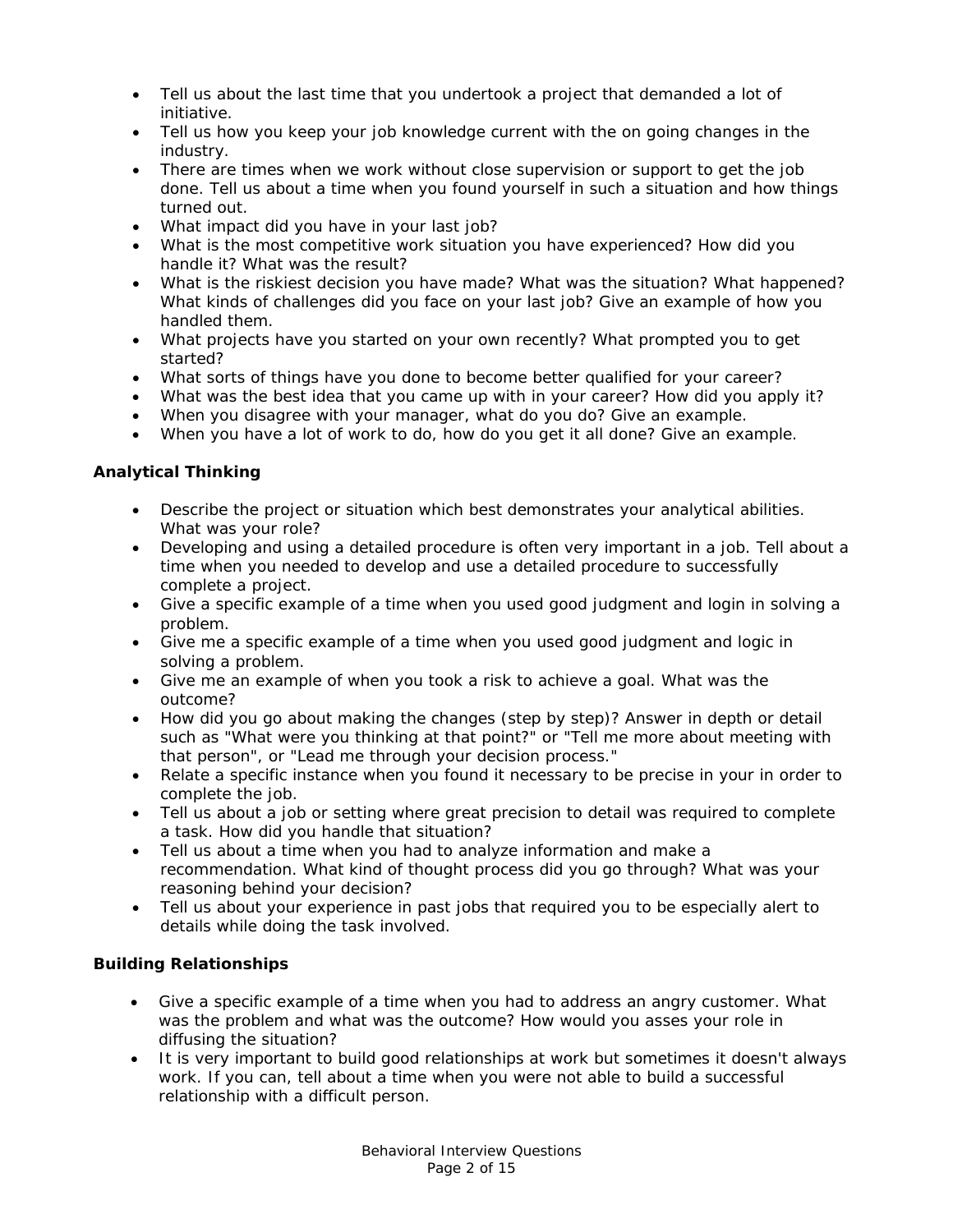- Tell us about the last time that you undertook a project that demanded a lot of initiative.
- Tell us how you keep your job knowledge current with the on going changes in the industry.
- There are times when we work without close supervision or support to get the job done. Tell us about a time when you found yourself in such a situation and how things turned out.
- What impact did you have in your last job?
- What is the most competitive work situation you have experienced? How did you handle it? What was the result?
- What is the riskiest decision you have made? What was the situation? What happened? What kinds of challenges did you face on your last job? Give an example of how you handled them.
- What projects have you started on your own recently? What prompted you to get started?
- What sorts of things have you done to become better qualified for your career?
- What was the best idea that you came up with in your career? How did you apply it?
- When you disagree with your manager, what do you do? Give an example.
- When you have a lot of work to do, how do you get it all done? Give an example.

**Analytical Thinking**

- Describe the project or situation which best demonstrates your analytical abilities. What was your role?
- Developing and using a detailed procedure is often very important in a job. Tell about a time when you needed to develop and use a detailed procedure to successfully complete a project.
- Give a specific example of a time when you used good judgment and login in solving a problem.
- Give me a specific example of a time when you used good judgment and logic in solving a problem.
- Give me an example of when you took a risk to achieve a goal. What was the outcome?
- How did you go about making the changes (step by step)? Answer in depth or detail such as "What were you thinking at that point?" or "Tell me more about meeting with that person", or "Lead me through your decision process."
- Relate a specific instance when you found it necessary to be precise in your in order to complete the job.
- Tell us about a job or setting where great precision to detail was required to complete a task. How did you handle that situation?
- Tell us about a time when you had to analyze information and make a recommendation. What kind of thought process did you go through? What was your reasoning behind your decision?
- Tell us about your experience in past jobs that required you to be especially alert to details while doing the task involved.

**Building Relationships**

- Give a specific example of a time when you had to address an angry customer. What was the problem and what was the outcome? How would you asses your role in diffusing the situation?
- It is very important to build good relationships at work but sometimes it doesn't always work. If you can, tell about a time when you were not able to build a successful relationship with a difficult person.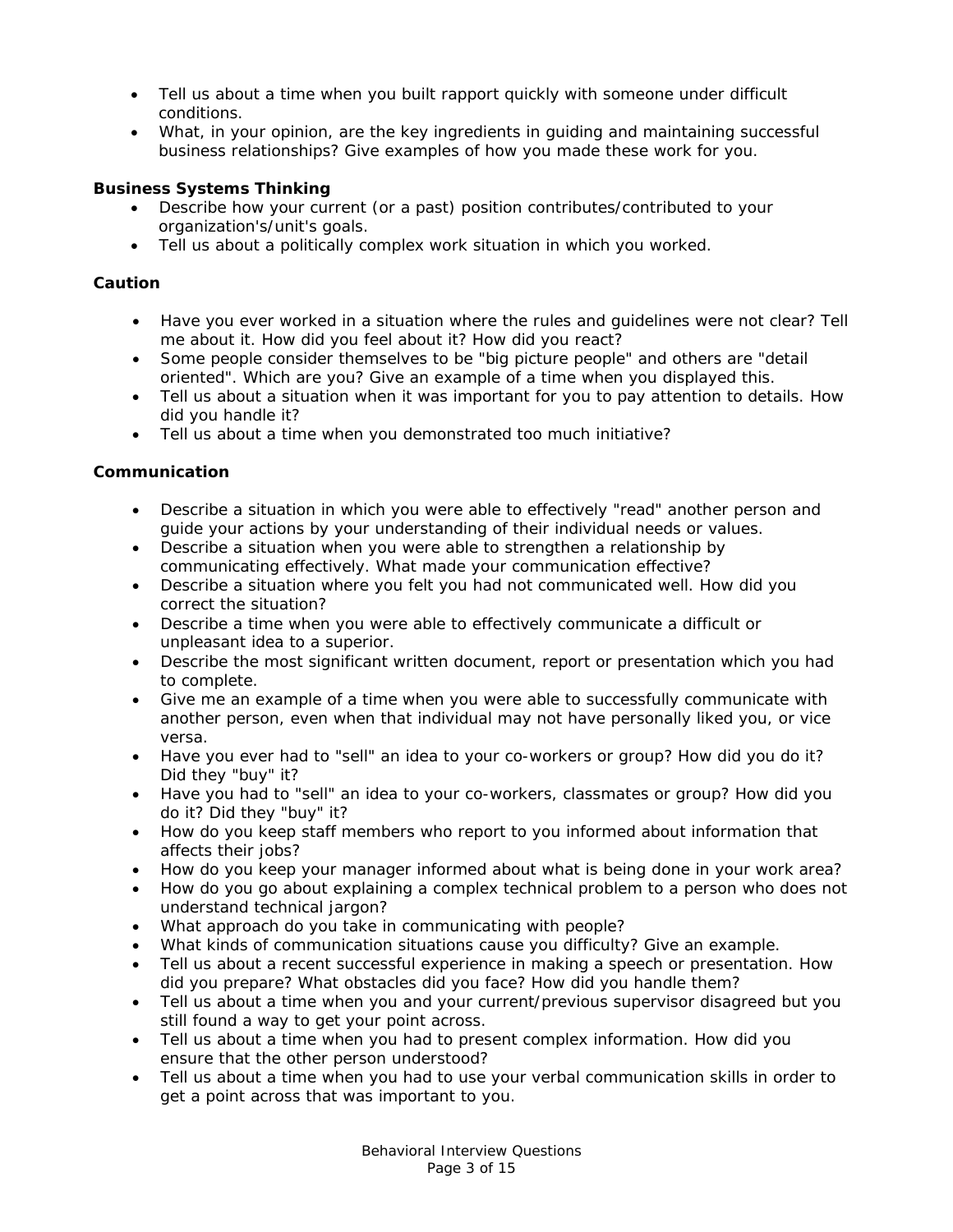- Tell us about a time when you built rapport quickly with someone under difficult conditions.
- What, in your opinion, are the key ingredients in guiding and maintaining successful business relationships? Give examples of how you made these work for you.

**Business Systems Thinking**

- Describe how your current (or a past) position contributes/contributed to your organization's/unit's goals.
- Tell us about a politically complex work situation in which you worked.

**Caution**

- Have you ever worked in a situation where the rules and guidelines were not clear? Tell me about it. How did you feel about it? How did you react?
- Some people consider themselves to be "big picture people" and others are "detail oriented". Which are you? Give an example of a time when you displayed this.
- Tell us about a situation when it was important for you to pay attention to details. How did you handle it?
- Tell us about a time when you demonstrated too much initiative?

**Communication**

- Describe a situation in which you were able to effectively "read" another person and guide your actions by your understanding of their individual needs or values.
- Describe a situation when you were able to strengthen a relationship by communicating effectively. What made your communication effective?
- Describe a situation where you felt you had not communicated well. How did you correct the situation?
- Describe a time when you were able to effectively communicate a difficult or unpleasant idea to a superior.
- Describe the most significant written document, report or presentation which you had to complete.
- Give me an example of a time when you were able to successfully communicate with another person, even when that individual may not have personally liked you, or vice versa.
- Have you ever had to "sell" an idea to your co-workers or group? How did you do it? Did they "buy" it?
- Have you had to "sell" an idea to your co-workers, classmates or group? How did you do it? Did they "buy" it?
- How do you keep staff members who report to you informed about information that affects their jobs?
- How do you keep your manager informed about what is being done in your work area?
- How do you go about explaining a complex technical problem to a person who does not understand technical jargon?
- What approach do you take in communicating with people?
- What kinds of communication situations cause you difficulty? Give an example.
- Tell us about a recent successful experience in making a speech or presentation. How did you prepare? What obstacles did you face? How did you handle them?
- Tell us about a time when you and your current/previous supervisor disagreed but you still found a way to get your point across.
- Tell us about a time when you had to present complex information. How did you ensure that the other person understood?
- Tell us about a time when you had to use your verbal communication skills in order to get a point across that was important to you.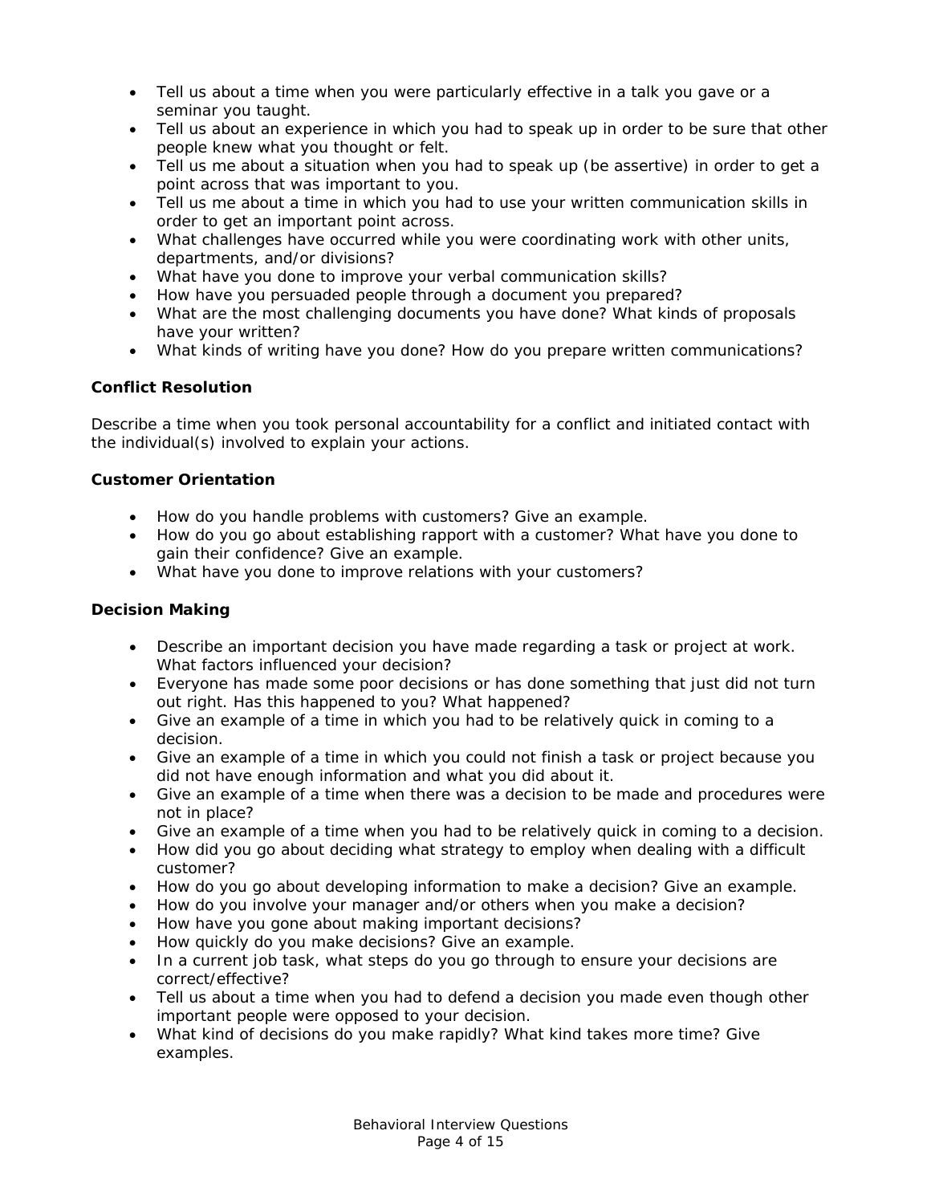- Tell us about a time when you were particularly effective in a talk you gave or a seminar you taught.
- Tell us about an experience in which you had to speak up in order to be sure that other people knew what you thought or felt.
- Tell us me about a situation when you had to speak up (be assertive) in order to get a point across that was important to you.
- Tell us me about a time in which you had to use your written communication skills in order to get an important point across.
- What challenges have occurred while you were coordinating work with other units, departments, and/or divisions?
- What have you done to improve your verbal communication skills?
- How have you persuaded people through a document you prepared?
- What are the most challenging documents you have done? What kinds of proposals have your written?
- What kinds of writing have you done? How do you prepare written communications?

**Conflict Resolution**

Describe a time when you took personal accountability for a conflict and initiated contact with the individual(s) involved to explain your actions.

**Customer Orientation**

- How do you handle problems with customers? Give an example.
- How do you go about establishing rapport with a customer? What have you done to gain their confidence? Give an example.
- What have you done to improve relations with your customers?

**Decision Making**

- Describe an important decision you have made regarding a task or project at work. What factors influenced your decision?
- Everyone has made some poor decisions or has done something that just did not turn out right. Has this happened to you? What happened?
- Give an example of a time in which you had to be relatively quick in coming to a decision.
- Give an example of a time in which you could not finish a task or project because you did not have enough information and what you did about it.
- Give an example of a time when there was a decision to be made and procedures were not in place?
- Give an example of a time when you had to be relatively quick in coming to a decision.
- How did you go about deciding what strategy to employ when dealing with a difficult customer?
- How do you go about developing information to make a decision? Give an example.
- How do you involve your manager and/or others when you make a decision?
- How have you gone about making important decisions?
- How quickly do you make decisions? Give an example.
- In a current job task, what steps do you go through to ensure your decisions are correct/effective?
- Tell us about a time when you had to defend a decision you made even though other important people were opposed to your decision.
- What kind of decisions do you make rapidly? What kind takes more time? Give examples.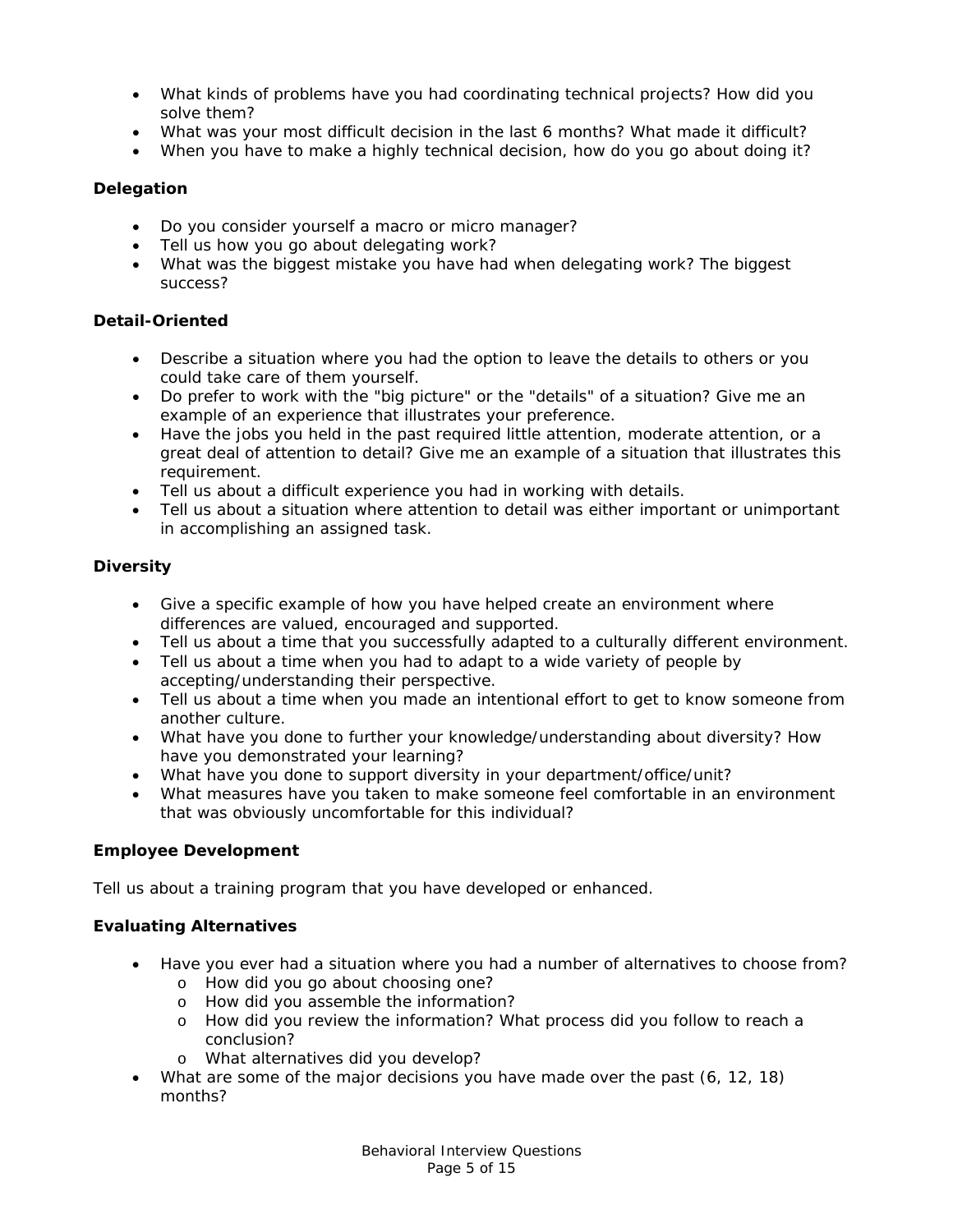- What kinds of problems have you had coordinating technical projects? How did you solve them?
- What was your most difficult decision in the last 6 months? What made it difficult?
- When you have to make a highly technical decision, how do you go about doing it?

**Delegation**

- Do you consider yourself a macro or micro manager?
- Tell us how you go about delegating work?
- What was the biggest mistake you have had when delegating work? The biggest success?

**Detail-Oriented**

- Describe a situation where you had the option to leave the details to others or you could take care of them yourself.
- Do prefer to work with the "big picture" or the "details" of a situation? Give me an example of an experience that illustrates your preference.
- Have the jobs you held in the past required little attention, moderate attention, or a great deal of attention to detail? Give me an example of a situation that illustrates this requirement.
- Tell us about a difficult experience you had in working with details.
- Tell us about a situation where attention to detail was either important or unimportant in accomplishing an assigned task.

**Diversity**

- Give a specific example of how you have helped create an environment where differences are valued, encouraged and supported.
- Tell us about a time that you successfully adapted to a culturally different environment.
- Tell us about a time when you had to adapt to a wide variety of people by accepting/understanding their perspective.
- Tell us about a time when you made an intentional effort to get to know someone from another culture.
- What have you done to further your knowledge/understanding about diversity? How have you demonstrated your learning?
- What have you done to support diversity in your department/office/unit?
- What measures have you taken to make someone feel comfortable in an environment that was obviously uncomfortable for this individual?

**Employee Development**

Tell us about a training program that you have developed or enhanced.

**Evaluating Alternatives**

- Have you ever had a situation where you had a number of alternatives to choose from?
  - How did you go about choosing one?
  - How did you assemble the information?
  - How did you review the information? What process did you follow to reach a conclusion?
  - What alternatives did you develop?
- What are some of the major decisions you have made over the past (6, 12, 18) months?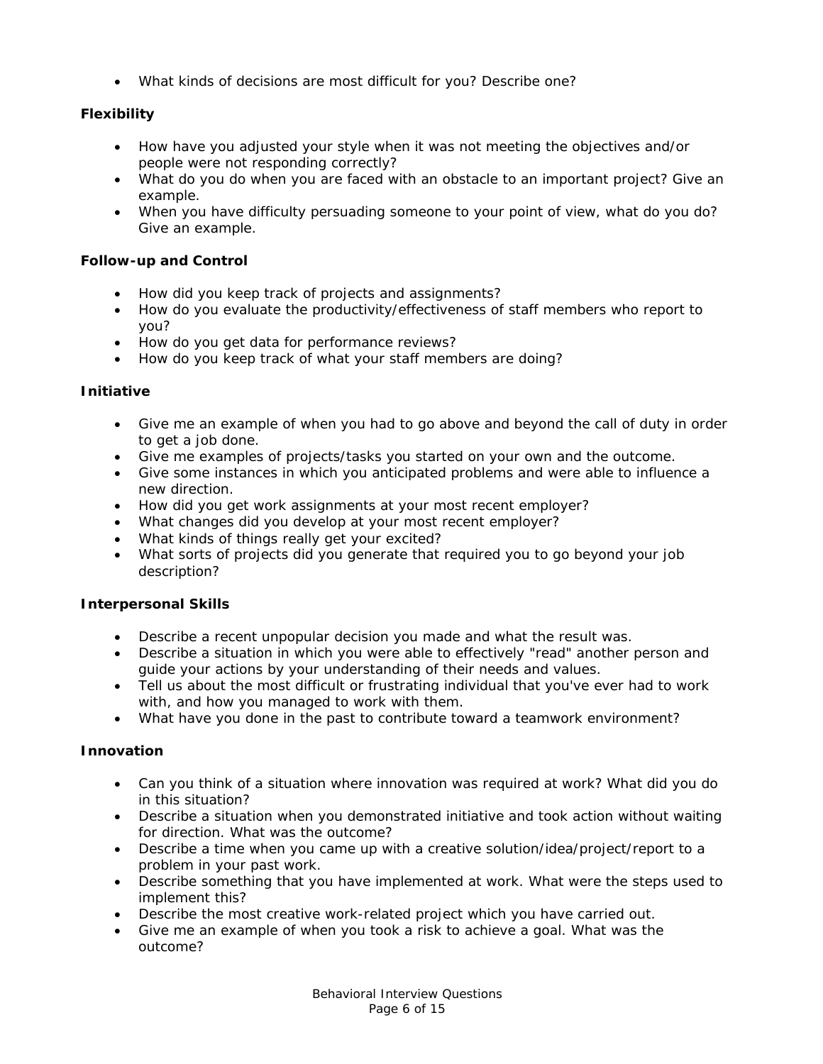- What kinds of decisions are most difficult for you? Describe one?

**Flexibility**

- How have you adjusted your style when it was not meeting the objectives and/or people were not responding correctly?
- What do you do when you are faced with an obstacle to an important project? Give an example.
- When you have difficulty persuading someone to your point of view, what do you do? Give an example.

**Follow-up and Control**

- How did you keep track of projects and assignments?
- How do you evaluate the productivity/effectiveness of staff members who report to you?
- How do you get data for performance reviews?
- How do you keep track of what your staff members are doing?

**Initiative**

- Give me an example of when you had to go above and beyond the call of duty in order to get a job done.
- Give me examples of projects/tasks you started on your own and the outcome.
- Give some instances in which you anticipated problems and were able to influence a new direction.
- How did you get work assignments at your most recent employer?
- What changes did you develop at your most recent employer?
- What kinds of things really get your excited?
- What sorts of projects did you generate that required you to go beyond your job description?

**Interpersonal Skills**

- Describe a recent unpopular decision you made and what the result was.
- Describe a situation in which you were able to effectively "read" another person and guide your actions by your understanding of their needs and values.
- Tell us about the most difficult or frustrating individual that you've ever had to work with, and how you managed to work with them.
- What have you done in the past to contribute toward a teamwork environment?

**Innovation**

- Can you think of a situation where innovation was required at work? What did you do in this situation?
- Describe a situation when you demonstrated initiative and took action without waiting for direction. What was the outcome?
- Describe a time when you came up with a creative solution/idea/project/report to a problem in your past work.
- Describe something that you have implemented at work. What were the steps used to implement this?
- Describe the most creative work-related project which you have carried out.
- Give me an example of when you took a risk to achieve a goal. What was the outcome?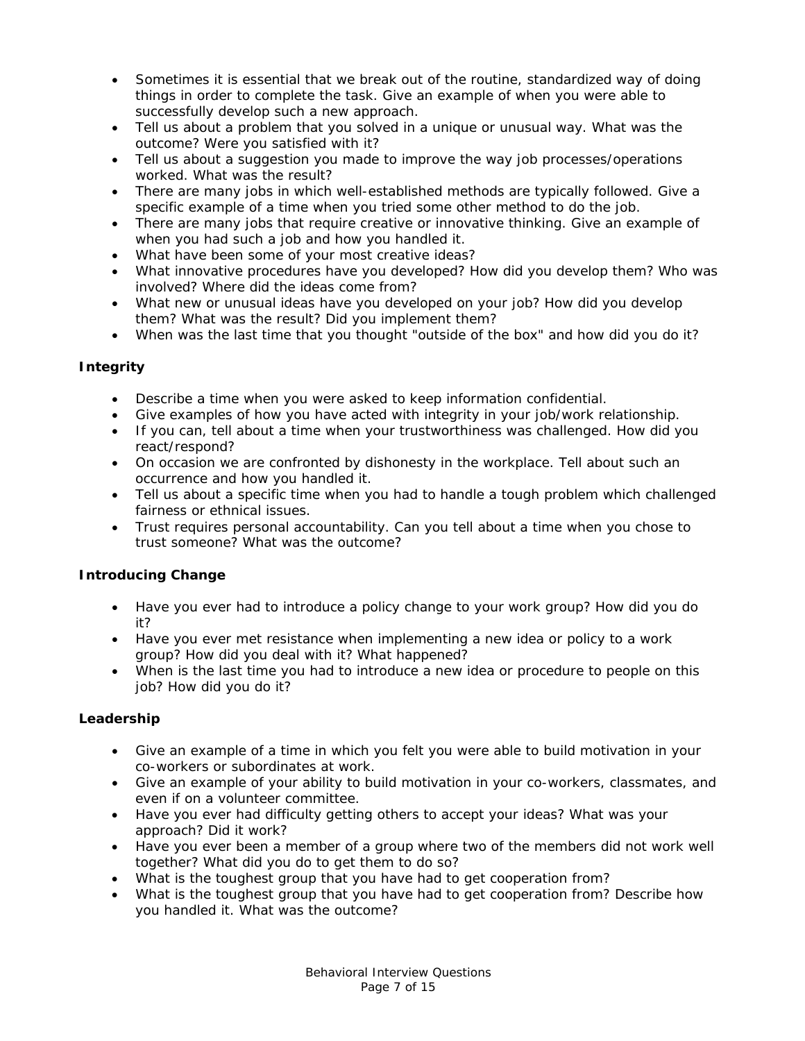- Sometimes it is essential that we break out of the routine, standardized way of doing things in order to complete the task. Give an example of when you were able to successfully develop such a new approach.
- Tell us about a problem that you solved in a unique or unusual way. What was the outcome? Were you satisfied with it?
- Tell us about a suggestion you made to improve the way job processes/operations worked. What was the result?
- There are many jobs in which well-established methods are typically followed. Give a specific example of a time when you tried some other method to do the job.
- There are many jobs that require creative or innovative thinking. Give an example of when you had such a job and how you handled it.
- What have been some of your most creative ideas?
- What innovative procedures have you developed? How did you develop them? Who was involved? Where did the ideas come from?
- What new or unusual ideas have you developed on your job? How did you develop them? What was the result? Did you implement them?
- When was the last time that you thought "outside of the box" and how did you do it?

### Integrity

- Describe a time when you were asked to keep information confidential.
- Give examples of how you have acted with integrity in your job/work relationship.
- If you can, tell about a time when your trustworthiness was challenged. How did you react/respond?
- On occasion we are confronted by dishonesty in the workplace. Tell about such an occurrence and how you handled it.
- Tell us about a specific time when you had to handle a tough problem which challenged fairness or ethnical issues.
- Trust requires personal accountability. Can you tell about a time when you chose to trust someone? What was the outcome?

### Introducing Change

- Have you ever had to introduce a policy change to your work group? How did you do it?
- Have you ever met resistance when implementing a new idea or policy to a work group? How did you deal with it? What happened?
- When is the last time you had to introduce a new idea or procedure to people on this job? How did you do it?

### Leadership

- Give an example of a time in which you felt you were able to build motivation in your co-workers or subordinates at work.
- Give an example of your ability to build motivation in your co-workers, classmates, and even if on a volunteer committee.
- Have you ever had difficulty getting others to accept your ideas? What was your approach? Did it work?
- Have you ever been a member of a group where two of the members did not work well together? What did you do to get them to do so?
- What is the toughest group that you have had to get cooperation from?
- What is the toughest group that you have had to get cooperation from? Describe how you handled it. What was the outcome?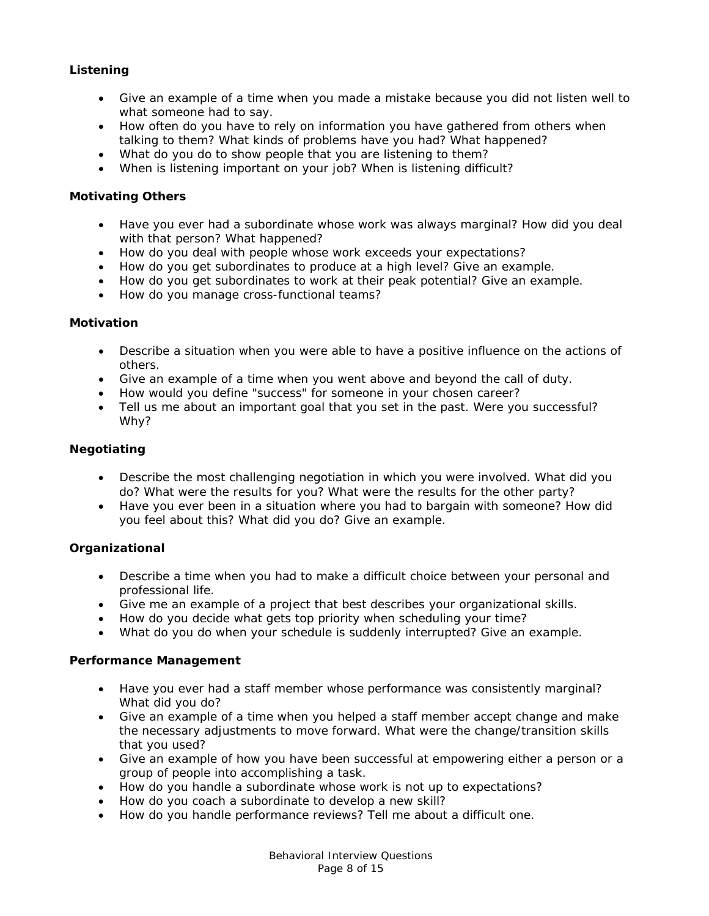**Listening**

- Give an example of a time when you made a mistake because you did not listen well to what someone had to say.
- How often do you have to rely on information you have gathered from others when talking to them? What kinds of problems have you had? What happened?
- What do you do to show people that you are listening to them?
- When is listening important on your job? When is listening difficult?

**Motivating Others**

- Have you ever had a subordinate whose work was always marginal? How did you deal with that person? What happened?
- How do you deal with people whose work exceeds your expectations?
- How do you get subordinates to produce at a high level? Give an example.
- How do you get subordinates to work at their peak potential? Give an example.
- How do you manage cross-functional teams?

**Motivation**

- Describe a situation when you were able to have a positive influence on the actions of others.
- Give an example of a time when you went above and beyond the call of duty.
- How would you define "success" for someone in your chosen career?
- Tell us me about an important goal that you set in the past. Were you successful? Why?

**Negotiating**

- Describe the most challenging negotiation in which you were involved. What did you do? What were the results for you? What were the results for the other party?
- Have you ever been in a situation where you had to bargain with someone? How did you feel about this? What did you do? Give an example.

**Organizational**

- Describe a time when you had to make a difficult choice between your personal and professional life.
- Give me an example of a project that best describes your organizational skills.
- How do you decide what gets top priority when scheduling your time?
- What do you do when your schedule is suddenly interrupted? Give an example.

**Performance Management**

- Have you ever had a staff member whose performance was consistently marginal? What did you do?
- Give an example of a time when you helped a staff member accept change and make the necessary adjustments to move forward. What were the change/transition skills that you used?
- Give an example of how you have been successful at empowering either a person or a group of people into accomplishing a task.
- How do you handle a subordinate whose work is not up to expectations?
- How do you coach a subordinate to develop a new skill?
- How do you handle performance reviews? Tell me about a difficult one.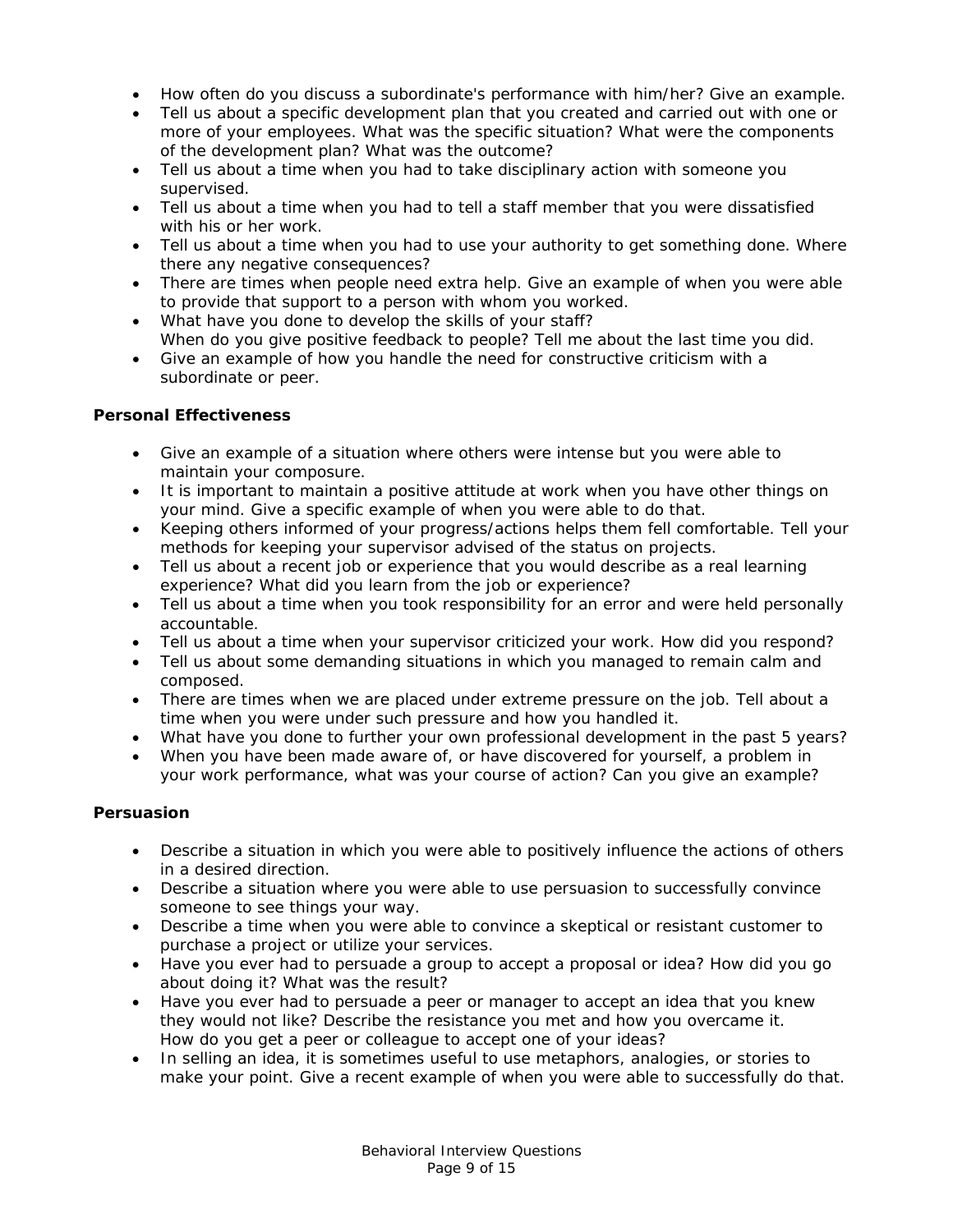- How often do you discuss a subordinate's performance with him/her? Give an example.
- Tell us about a specific development plan that you created and carried out with one or more of your employees. What was the specific situation? What were the components of the development plan? What was the outcome?
- Tell us about a time when you had to take disciplinary action with someone you supervised.
- Tell us about a time when you had to tell a staff member that you were dissatisfied with his or her work.
- Tell us about a time when you had to use your authority to get something done. Where there any negative consequences?
- There are times when people need extra help. Give an example of when you were able to provide that support to a person with whom you worked.
- What have you done to develop the skills of your staff?
  When do you give positive feedback to people? Tell me about the last time you did.
- Give an example of how you handle the need for constructive criticism with a subordinate or peer.

**Personal Effectiveness**

- Give an example of a situation where others were intense but you were able to maintain your composure.
- It is important to maintain a positive attitude at work when you have other things on your mind. Give a specific example of when you were able to do that.
- Keeping others informed of your progress/actions helps them fell comfortable. Tell your methods for keeping your supervisor advised of the status on projects.
- Tell us about a recent job or experience that you would describe as a real learning experience? What did you learn from the job or experience?
- Tell us about a time when you took responsibility for an error and were held personally accountable.
- Tell us about a time when your supervisor criticized your work. How did you respond?
- Tell us about some demanding situations in which you managed to remain calm and composed.
- There are times when we are placed under extreme pressure on the job. Tell about a time when you were under such pressure and how you handled it.
- What have you done to further your own professional development in the past 5 years?
- When you have been made aware of, or have discovered for yourself, a problem in your work performance, what was your course of action? Can you give an example?

**Persuasion**

- Describe a situation in which you were able to positively influence the actions of others in a desired direction.
- Describe a situation where you were able to use persuasion to successfully convince someone to see things your way.
- Describe a time when you were able to convince a skeptical or resistant customer to purchase a project or utilize your services.
- Have you ever had to persuade a group to accept a proposal or idea? How did you go about doing it? What was the result?
- Have you ever had to persuade a peer or manager to accept an idea that you knew they would not like? Describe the resistance you met and how you overcame it.
  How do you get a peer or colleague to accept one of your ideas?
- In selling an idea, it is sometimes useful to use metaphors, analogies, or stories to make your point. Give a recent example of when you were able to successfully do that.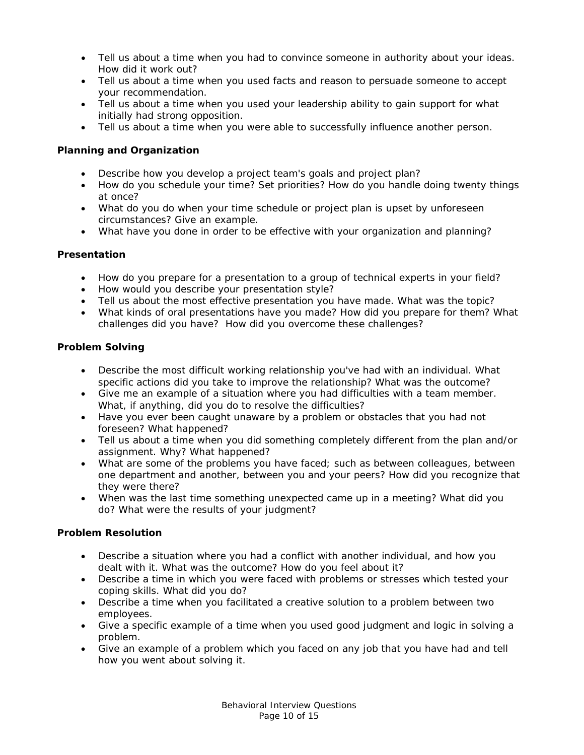- Tell us about a time when you had to convince someone in authority about your ideas. How did it work out?
- Tell us about a time when you used facts and reason to persuade someone to accept your recommendation.
- Tell us about a time when you used your leadership ability to gain support for what initially had strong opposition.
- Tell us about a time when you were able to successfully influence another person.

**Planning and Organization**

- Describe how you develop a project team's goals and project plan?
- How do you schedule your time? Set priorities? How do you handle doing twenty things at once?
- What do you do when your time schedule or project plan is upset by unforeseen circumstances? Give an example.
- What have you done in order to be effective with your organization and planning?

**Presentation**

- How do you prepare for a presentation to a group of technical experts in your field?
- How would you describe your presentation style?
- Tell us about the most effective presentation you have made. What was the topic?
- What kinds of oral presentations have you made? How did you prepare for them? What challenges did you have? How did you overcome these challenges?

**Problem Solving**

- Describe the most difficult working relationship you've had with an individual. What specific actions did you take to improve the relationship? What was the outcome?
- Give me an example of a situation where you had difficulties with a team member. What, if anything, did you do to resolve the difficulties?
- Have you ever been caught unaware by a problem or obstacles that you had not foreseen? What happened?
- Tell us about a time when you did something completely different from the plan and/or assignment. Why? What happened?
- What are some of the problems you have faced; such as between colleagues, between one department and another, between you and your peers? How did you recognize that they were there?
- When was the last time something unexpected came up in a meeting? What did you do? What were the results of your judgment?

**Problem Resolution**

- Describe a situation where you had a conflict with another individual, and how you dealt with it. What was the outcome? How do you feel about it?
- Describe a time in which you were faced with problems or stresses which tested your coping skills. What did you do?
- Describe a time when you facilitated a creative solution to a problem between two employees.
- Give a specific example of a time when you used good judgment and logic in solving a problem.
- Give an example of a problem which you faced on any job that you have had and tell how you went about solving it.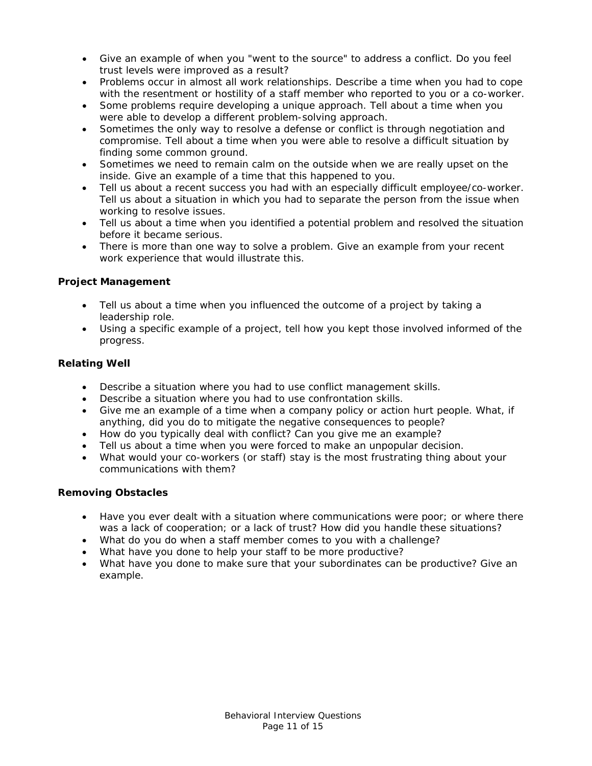- Give an example of when you "went to the source" to address a conflict. Do you feel trust levels were improved as a result?
- Problems occur in almost all work relationships. Describe a time when you had to cope with the resentment or hostility of a staff member who reported to you or a co-worker.
- Some problems require developing a unique approach. Tell about a time when you were able to develop a different problem-solving approach.
- Sometimes the only way to resolve a defense or conflict is through negotiation and compromise. Tell about a time when you were able to resolve a difficult situation by finding some common ground.
- Sometimes we need to remain calm on the outside when we are really upset on the inside. Give an example of a time that this happened to you.
- Tell us about a recent success you had with an especially difficult employee/co-worker. Tell us about a situation in which you had to separate the person from the issue when working to resolve issues.
- Tell us about a time when you identified a potential problem and resolved the situation before it became serious.
- There is more than one way to solve a problem. Give an example from your recent work experience that would illustrate this.

**Project Management**

- Tell us about a time when you influenced the outcome of a project by taking a leadership role.
- Using a specific example of a project, tell how you kept those involved informed of the progress.

**Relating Well**

- Describe a situation where you had to use conflict management skills.
- Describe a situation where you had to use confrontation skills.
- Give me an example of a time when a company policy or action hurt people. What, if anything, did you do to mitigate the negative consequences to people?
- How do you typically deal with conflict? Can you give me an example?
- Tell us about a time when you were forced to make an unpopular decision.
- What would your co-workers (or staff) stay is the most frustrating thing about your communications with them?

**Removing Obstacles**

- Have you ever dealt with a situation where communications were poor; or where there was a lack of cooperation; or a lack of trust? How did you handle these situations?
- What do you do when a staff member comes to you with a challenge?
- What have you done to help your staff to be more productive?
- What have you done to make sure that your subordinates can be productive? Give an example.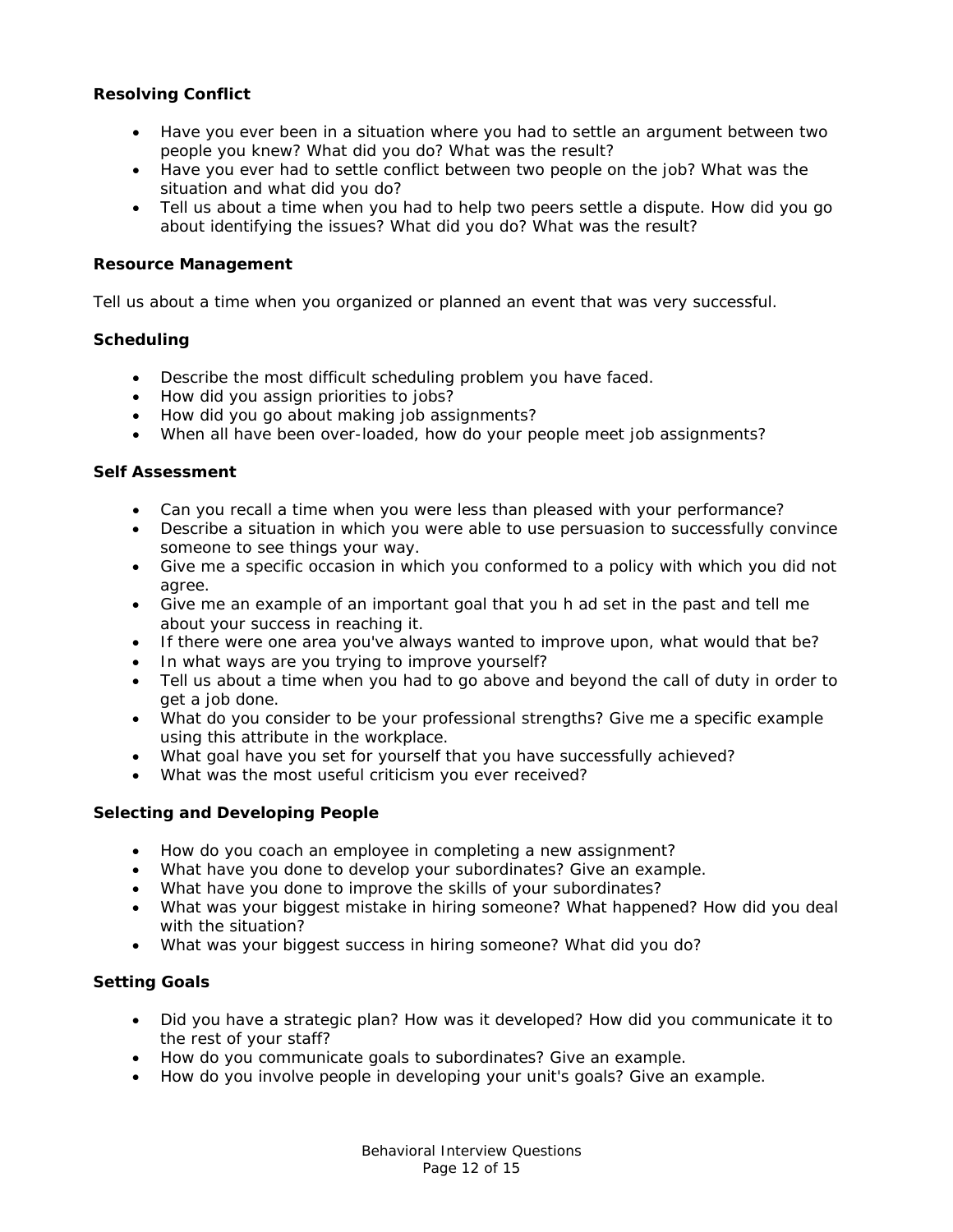**Resolving Conflict**

- Have you ever been in a situation where you had to settle an argument between two people you knew? What did you do? What was the result?
- Have you ever had to settle conflict between two people on the job? What was the situation and what did you do?
- Tell us about a time when you had to help two peers settle a dispute. How did you go about identifying the issues? What did you do? What was the result?

**Resource Management**

Tell us about a time when you organized or planned an event that was very successful.

**Scheduling**

- Describe the most difficult scheduling problem you have faced.
- How did you assign priorities to jobs?
- How did you go about making job assignments?
- When all have been over-loaded, how do your people meet job assignments?

**Self Assessment**

- Can you recall a time when you were less than pleased with your performance?
- Describe a situation in which you were able to use persuasion to successfully convince someone to see things your way.
- Give me a specific occasion in which you conformed to a policy with which you did not agree.
- Give me an example of an important goal that you h ad set in the past and tell me about your success in reaching it.
- If there were one area you've always wanted to improve upon, what would that be?
- In what ways are you trying to improve yourself?
- Tell us about a time when you had to go above and beyond the call of duty in order to get a job done.
- What do you consider to be your professional strengths? Give me a specific example using this attribute in the workplace.
- What goal have you set for yourself that you have successfully achieved?
- What was the most useful criticism you ever received?

**Selecting and Developing People**

- How do you coach an employee in completing a new assignment?
- What have you done to develop your subordinates? Give an example.
- What have you done to improve the skills of your subordinates?
- What was your biggest mistake in hiring someone? What happened? How did you deal with the situation?
- What was your biggest success in hiring someone? What did you do?

**Setting Goals**

- Did you have a strategic plan? How was it developed? How did you communicate it to the rest of your staff?
- How do you communicate goals to subordinates? Give an example.
- How do you involve people in developing your unit's goals? Give an example.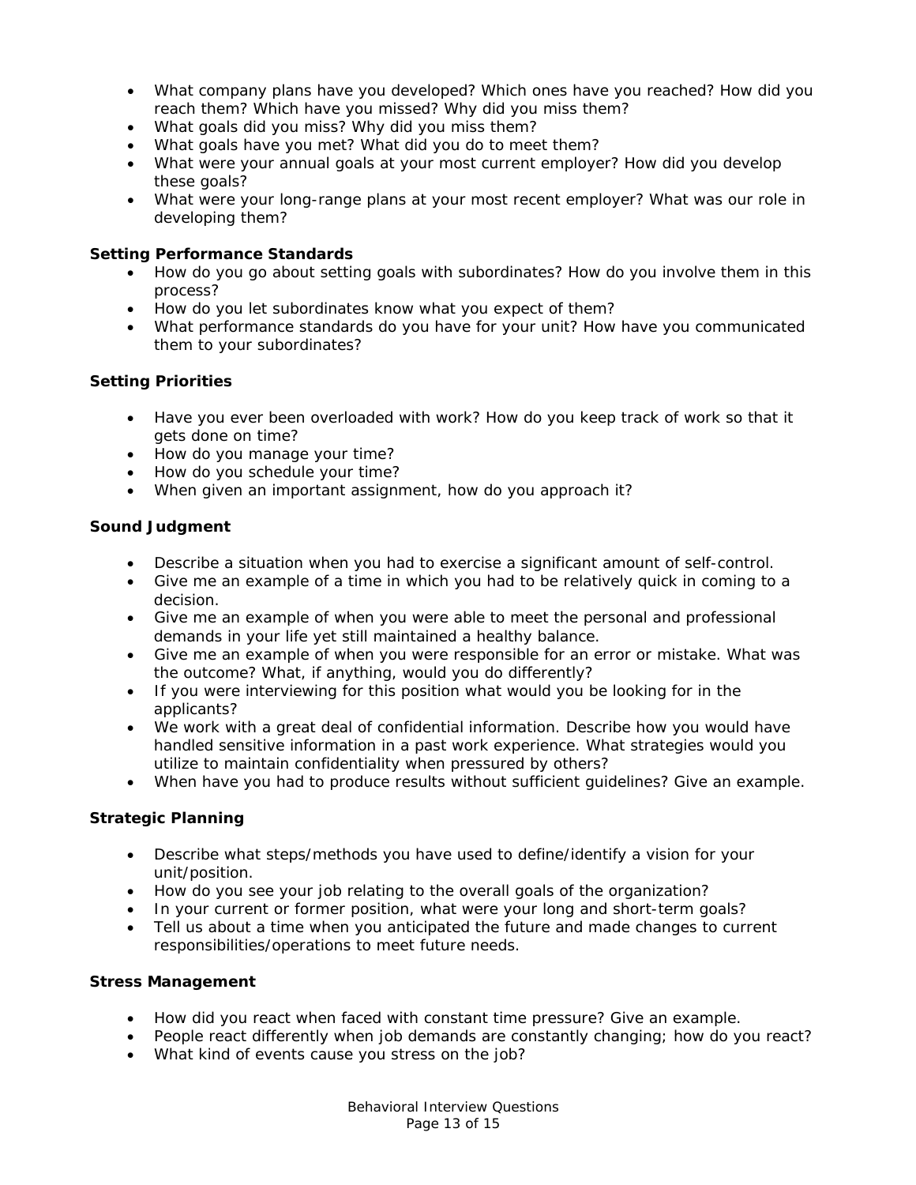- What company plans have you developed? Which ones have you reached? How did you reach them? Which have you missed? Why did you miss them?
- What goals did you miss? Why did you miss them?
- What goals have you met? What did you do to meet them?
- What were your annual goals at your most current employer? How did you develop these goals?
- What were your long-range plans at your most recent employer? What was our role in developing them?

**Setting Performance Standards**

- How do you go about setting goals with subordinates? How do you involve them in this process?
- How do you let subordinates know what you expect of them?
- What performance standards do you have for your unit? How have you communicated them to your subordinates?

**Setting Priorities**

- Have you ever been overloaded with work? How do you keep track of work so that it gets done on time?
- How do you manage your time?
- How do you schedule your time?
- When given an important assignment, how do you approach it?

**Sound Judgment**

- Describe a situation when you had to exercise a significant amount of self-control.
- Give me an example of a time in which you had to be relatively quick in coming to a decision.
- Give me an example of when you were able to meet the personal and professional demands in your life yet still maintained a healthy balance.
- Give me an example of when you were responsible for an error or mistake. What was the outcome? What, if anything, would you do differently?
- If you were interviewing for this position what would you be looking for in the applicants?
- We work with a great deal of confidential information. Describe how you would have handled sensitive information in a past work experience. What strategies would you utilize to maintain confidentiality when pressured by others?
- When have you had to produce results without sufficient guidelines? Give an example.

**Strategic Planning**

- Describe what steps/methods you have used to define/identify a vision for your unit/position.
- How do you see your job relating to the overall goals of the organization?
- In your current or former position, what were your long and short-term goals?
- Tell us about a time when you anticipated the future and made changes to current responsibilities/operations to meet future needs.

**Stress Management**

- How did you react when faced with constant time pressure? Give an example.
- People react differently when job demands are constantly changing; how do you react?
- What kind of events cause you stress on the job?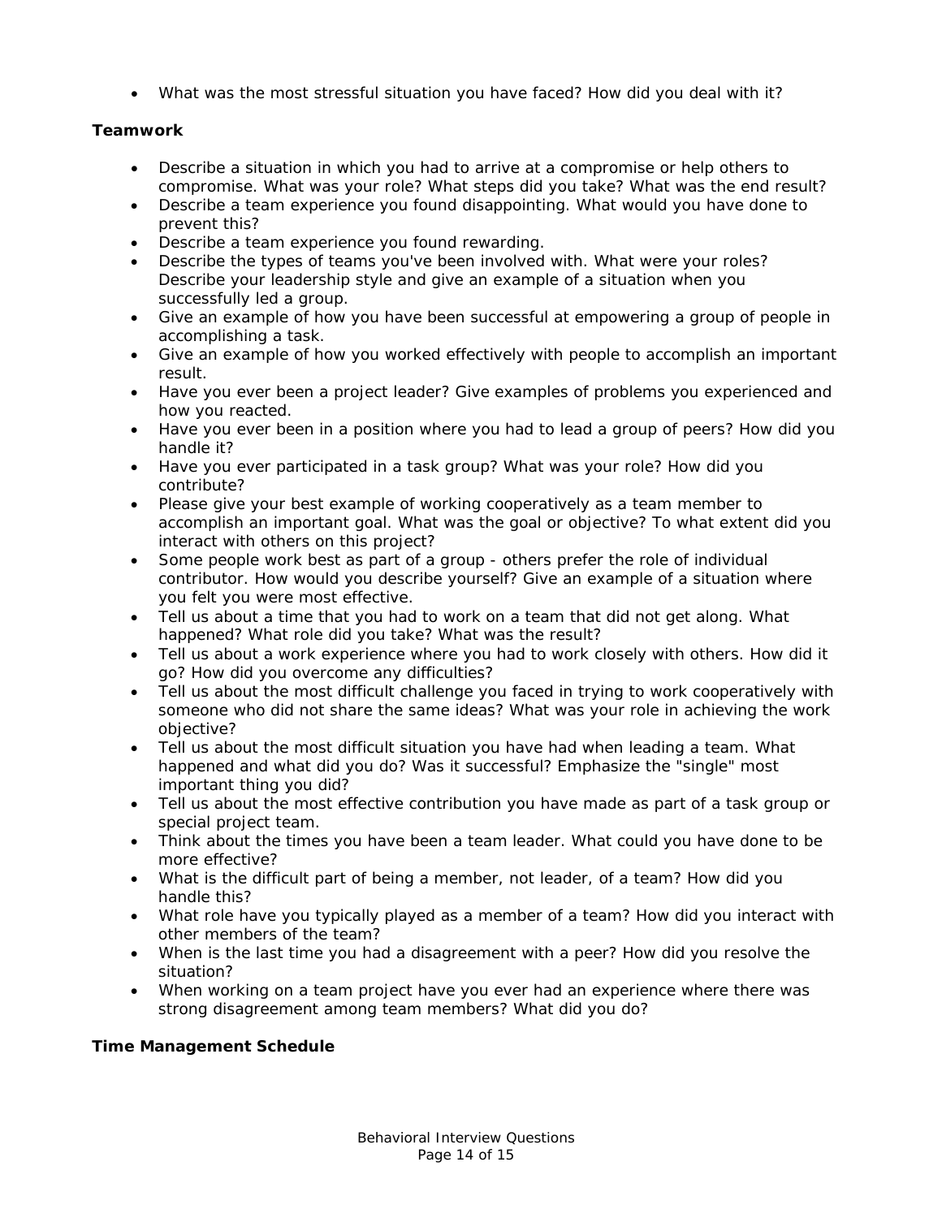- What was the most stressful situation you have faced? How did you deal with it?

**Teamwork**

- Describe a situation in which you had to arrive at a compromise or help others to compromise. What was your role? What steps did you take? What was the end result?
- Describe a team experience you found disappointing. What would you have done to prevent this?
- Describe a team experience you found rewarding.
- Describe the types of teams you've been involved with. What were your roles? Describe your leadership style and give an example of a situation when you successfully led a group.
- Give an example of how you have been successful at empowering a group of people in accomplishing a task.
- Give an example of how you worked effectively with people to accomplish an important result.
- Have you ever been a project leader? Give examples of problems you experienced and how you reacted.
- Have you ever been in a position where you had to lead a group of peers? How did you handle it?
- Have you ever participated in a task group? What was your role? How did you contribute?
- Please give your best example of working cooperatively as a team member to accomplish an important goal. What was the goal or objective? To what extent did you interact with others on this project?
- Some people work best as part of a group - others prefer the role of individual contributor. How would you describe yourself? Give an example of a situation where you felt you were most effective.
- Tell us about a time that you had to work on a team that did not get along. What happened? What role did you take? What was the result?
- Tell us about a work experience where you had to work closely with others. How did it go? How did you overcome any difficulties?
- Tell us about the most difficult challenge you faced in trying to work cooperatively with someone who did not share the same ideas? What was your role in achieving the work objective?
- Tell us about the most difficult situation you have had when leading a team. What happened and what did you do? Was it successful? Emphasize the "single" most important thing you did?
- Tell us about the most effective contribution you have made as part of a task group or special project team.
- Think about the times you have been a team leader. What could you have done to be more effective?
- What is the difficult part of being a member, not leader, of a team? How did you handle this?
- What role have you typically played as a member of a team? How did you interact with other members of the team?
- When is the last time you had a disagreement with a peer? How did you resolve the situation?
- When working on a team project have you ever had an experience where there was strong disagreement among team members? What did you do?

**Time Management Schedule**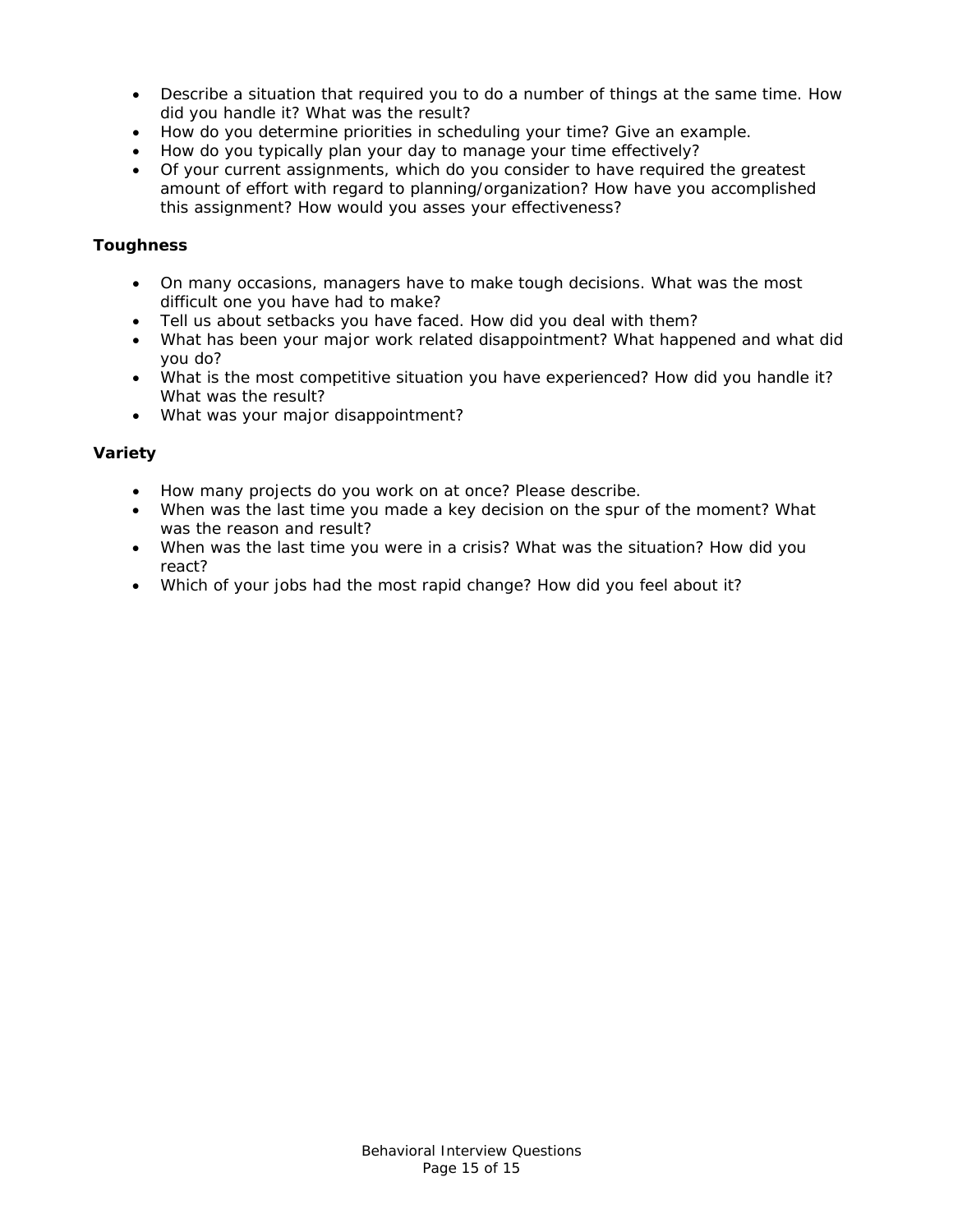- Describe a situation that required you to do a number of things at the same time. How did you handle it? What was the result?
- How do you determine priorities in scheduling your time? Give an example.
- How do you typically plan your day to manage your time effectively?
- Of your current assignments, which do you consider to have required the greatest amount of effort with regard to planning/organization? How have you accomplished this assignment? How would you asses your effectiveness?

**Toughness**

- On many occasions, managers have to make tough decisions. What was the most difficult one you have had to make?
- Tell us about setbacks you have faced. How did you deal with them?
- What has been your major work related disappointment? What happened and what did you do?
- What is the most competitive situation you have experienced? How did you handle it? What was the result?
- What was your major disappointment?

**Variety**

- How many projects do you work on at once? Please describe.
- When was the last time you made a key decision on the spur of the moment? What was the reason and result?
- When was the last time you were in a crisis? What was the situation? How did you react?
- Which of your jobs had the most rapid change? How did you feel about it?